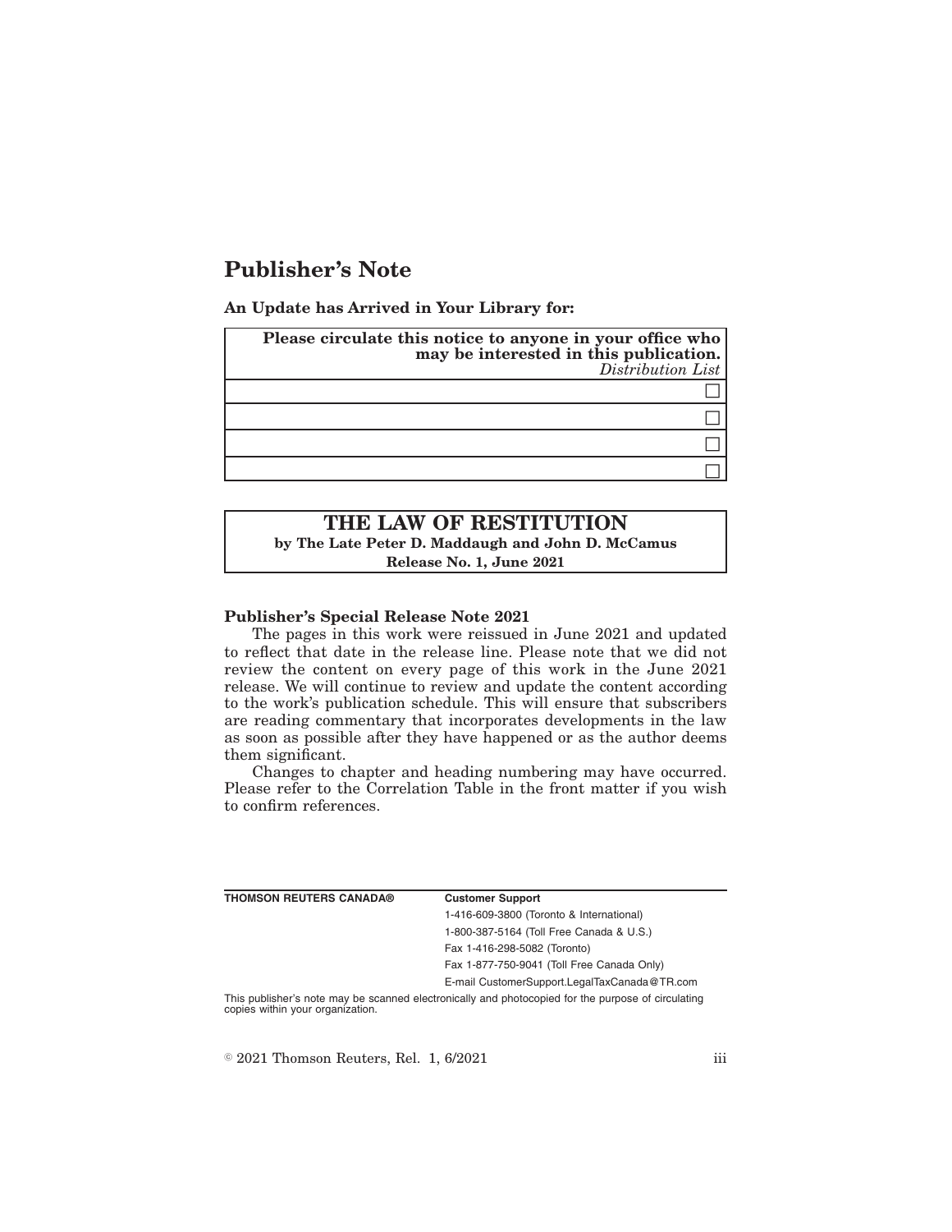# Publisher's Note

**An Update has Arrived in Your Library for:**

| **Please circulate this notice to anyone in your office who may be interested in this publication.** *Distribution List* |
| --- |
| ☐ |
| ☐ |
| ☐ |
| ☐ |

## THE LAW OF RESTITUTION

**by The Late Peter D. Maddaugh and John D. McCamus**

**Release No. 1, June 2021**

**Publisher's Special Release Note 2021**

The pages in this work were reissued in June 2021 and updated to reflect that date in the release line. Please note that we did not review the content on every page of this work in the June 2021 release. We will continue to review and update the content according to the work's publication schedule. This will ensure that subscribers are reading commentary that incorporates developments in the law as soon as possible after they have happened or as the author deems them significant.

Changes to chapter and heading numbering may have occurred. Please refer to the Correlation Table in the front matter if you wish to confirm references.

**THOMSON REUTERS CANADA®**

**Customer Support**

1-416-609-3800 (Toronto & International)

1-800-387-5164 (Toll Free Canada & U.S.)

Fax 1-416-298-5082 (Toronto)

Fax 1-877-750-9041 (Toll Free Canada Only)

E-mail CustomerSupport.LegalTaxCanada@TR.com

This publisher's note may be scanned electronically and photocopied for the purpose of circulating copies within your organization.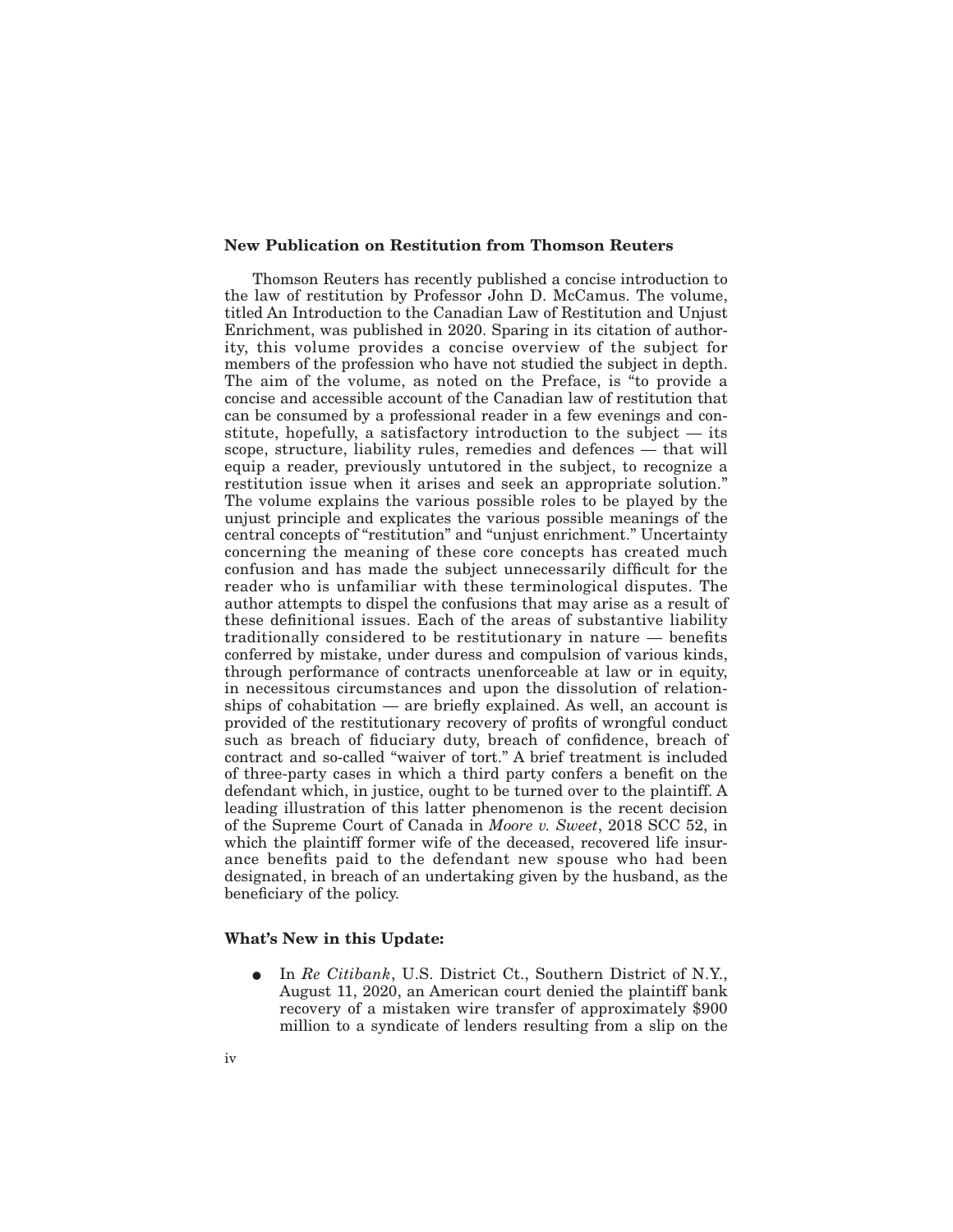### New Publication on Restitution from Thomson Reuters

Thomson Reuters has recently published a concise introduction to the law of restitution by Professor John D. McCamus. The volume, titled An Introduction to the Canadian Law of Restitution and Unjust Enrichment, was published in 2020. Sparing in its citation of authority, this volume provides a concise overview of the subject for members of the profession who have not studied the subject in depth. The aim of the volume, as noted on the Preface, is "to provide a concise and accessible account of the Canadian law of restitution that can be consumed by a professional reader in a few evenings and constitute, hopefully, a satisfactory introduction to the subject — its scope, structure, liability rules, remedies and defences — that will equip a reader, previously untutored in the subject, to recognize a restitution issue when it arises and seek an appropriate solution." The volume explains the various possible roles to be played by the unjust principle and explicates the various possible meanings of the central concepts of "restitution" and "unjust enrichment." Uncertainty concerning the meaning of these core concepts has created much confusion and has made the subject unnecessarily difficult for the reader who is unfamiliar with these terminological disputes. The author attempts to dispel the confusions that may arise as a result of these definitional issues. Each of the areas of substantive liability traditionally considered to be restitutionary in nature — benefits conferred by mistake, under duress and compulsion of various kinds, through performance of contracts unenforceable at law or in equity, in necessitous circumstances and upon the dissolution of relationships of cohabitation — are briefly explained. As well, an account is provided of the restitutionary recovery of profits of wrongful conduct such as breach of fiduciary duty, breach of confidence, breach of contract and so-called "waiver of tort." A brief treatment is included of three-party cases in which a third party confers a benefit on the defendant which, in justice, ought to be turned over to the plaintiff. A leading illustration of this latter phenomenon is the recent decision of the Supreme Court of Canada in *Moore v. Sweet*, 2018 SCC 52, in which the plaintiff former wife of the deceased, recovered life insurance benefits paid to the defendant new spouse who had been designated, in breach of an undertaking given by the husband, as the beneficiary of the policy.

### What's New in this Update:

- In *Re Citibank*, U.S. District Ct., Southern District of N.Y., August 11, 2020, an American court denied the plaintiff bank recovery of a mistaken wire transfer of approximately $900 million to a syndicate of lenders resulting from a slip on the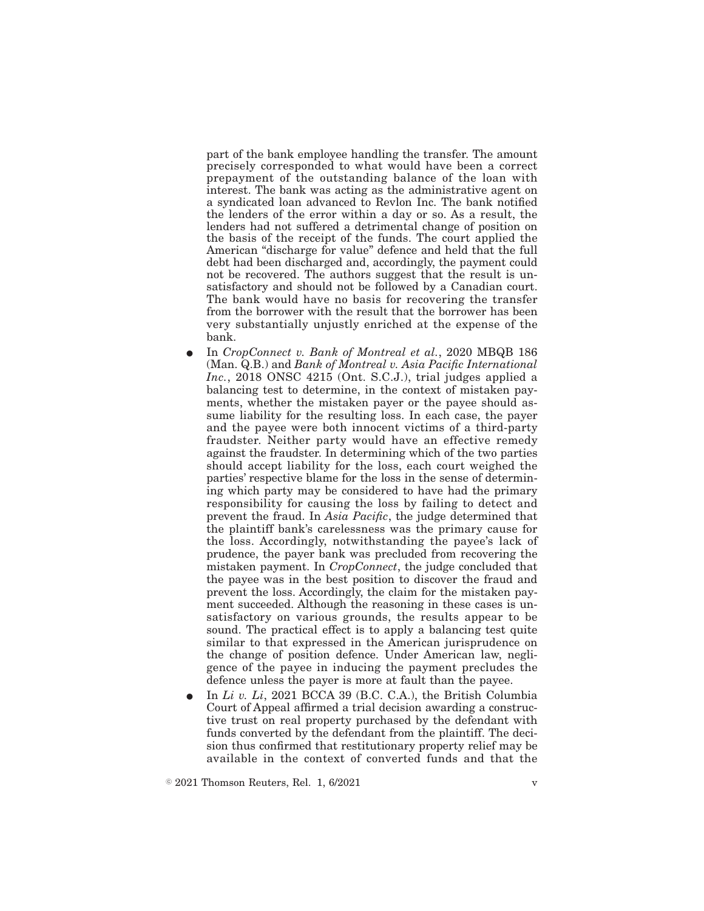part of the bank employee handling the transfer. The amount precisely corresponded to what would have been a correct prepayment of the outstanding balance of the loan with interest. The bank was acting as the administrative agent on a syndicated loan advanced to Revlon Inc. The bank notified the lenders of the error within a day or so. As a result, the lenders had not suffered a detrimental change of position on the basis of the receipt of the funds. The court applied the American "discharge for value" defence and held that the full debt had been discharged and, accordingly, the payment could not be recovered. The authors suggest that the result is unsatisfactory and should not be followed by a Canadian court. The bank would have no basis for recovering the transfer from the borrower with the result that the borrower has been very substantially unjustly enriched at the expense of the bank.

- In *CropConnect v. Bank of Montreal et al.*, 2020 MBQB 186 (Man. Q.B.) and *Bank of Montreal v. Asia Pacific International Inc.*, 2018 ONSC 4215 (Ont. S.C.J.), trial judges applied a balancing test to determine, in the context of mistaken payments, whether the mistaken payer or the payee should assume liability for the resulting loss. In each case, the payer and the payee were both innocent victims of a third-party fraudster. Neither party would have an effective remedy against the fraudster. In determining which of the two parties should accept liability for the loss, each court weighed the parties' respective blame for the loss in the sense of determining which party may be considered to have had the primary responsibility for causing the loss by failing to detect and prevent the fraud. In *Asia Pacific*, the judge determined that the plaintiff bank's carelessness was the primary cause for the loss. Accordingly, notwithstanding the payee's lack of prudence, the payer bank was precluded from recovering the mistaken payment. In *CropConnect*, the judge concluded that the payee was in the best position to discover the fraud and prevent the loss. Accordingly, the claim for the mistaken payment succeeded. Although the reasoning in these cases is unsatisfactory on various grounds, the results appear to be sound. The practical effect is to apply a balancing test quite similar to that expressed in the American jurisprudence on the change of position defence. Under American law, negligence of the payee in inducing the payment precludes the defence unless the payer is more at fault than the payee.
- In *Li v. Li*, 2021 BCCA 39 (B.C. C.A.), the British Columbia Court of Appeal affirmed a trial decision awarding a constructive trust on real property purchased by the defendant with funds converted by the defendant from the plaintiff. The decision thus confirmed that restitutionary property relief may be available in the context of converted funds and that the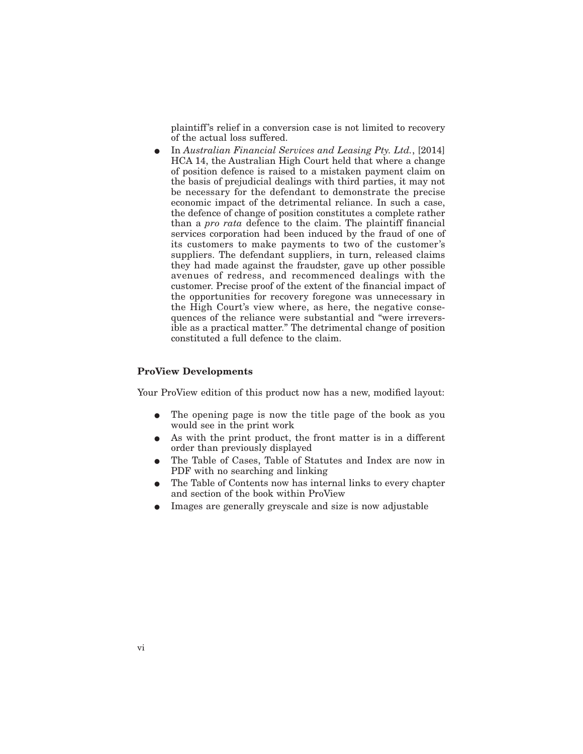plaintiff's relief in a conversion case is not limited to recovery of the actual loss suffered.

- In *Australian Financial Services and Leasing Pty. Ltd.*, [2014] HCA 14, the Australian High Court held that where a change of position defence is raised to a mistaken payment claim on the basis of prejudicial dealings with third parties, it may not be necessary for the defendant to demonstrate the precise economic impact of the detrimental reliance. In such a case, the defence of change of position constitutes a complete rather than a *pro rata* defence to the claim. The plaintiff financial services corporation had been induced by the fraud of one of its customers to make payments to two of the customer's suppliers. The defendant suppliers, in turn, released claims they had made against the fraudster, gave up other possible avenues of redress, and recommenced dealings with the customer. Precise proof of the extent of the financial impact of the opportunities for recovery foregone was unnecessary in the High Court's view where, as here, the negative consequences of the reliance were substantial and "were irreversible as a practical matter." The detrimental change of position constituted a full defence to the claim.

**ProView Developments**

Your ProView edition of this product now has a new, modified layout:

- The opening page is now the title page of the book as you would see in the print work
- As with the print product, the front matter is in a different order than previously displayed
- The Table of Cases, Table of Statutes and Index are now in PDF with no searching and linking
- The Table of Contents now has internal links to every chapter and section of the book within ProView
- Images are generally greyscale and size is now adjustable